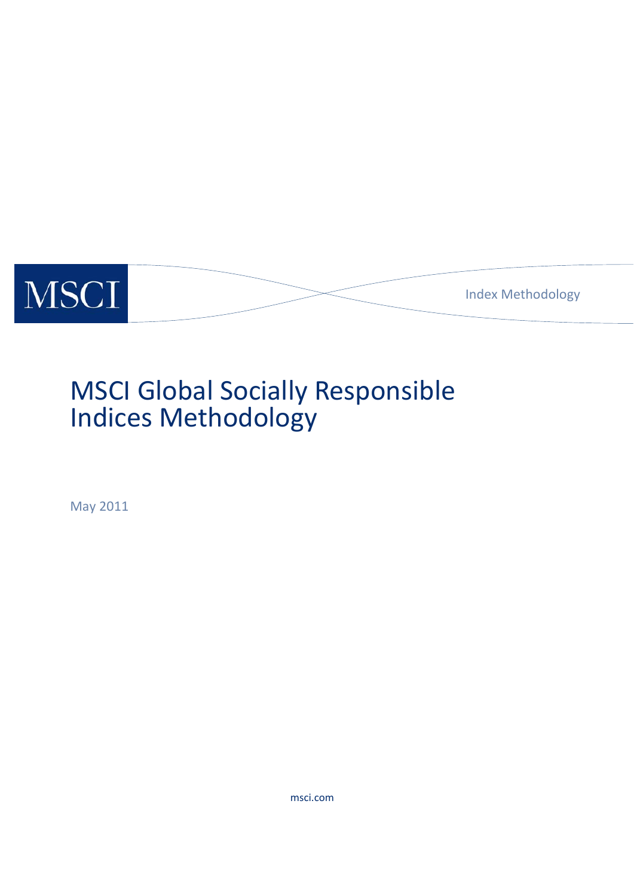MSCI

Index Methodology

# MSCI Global Socially Responsible Indices Methodology

May 2011

msci.com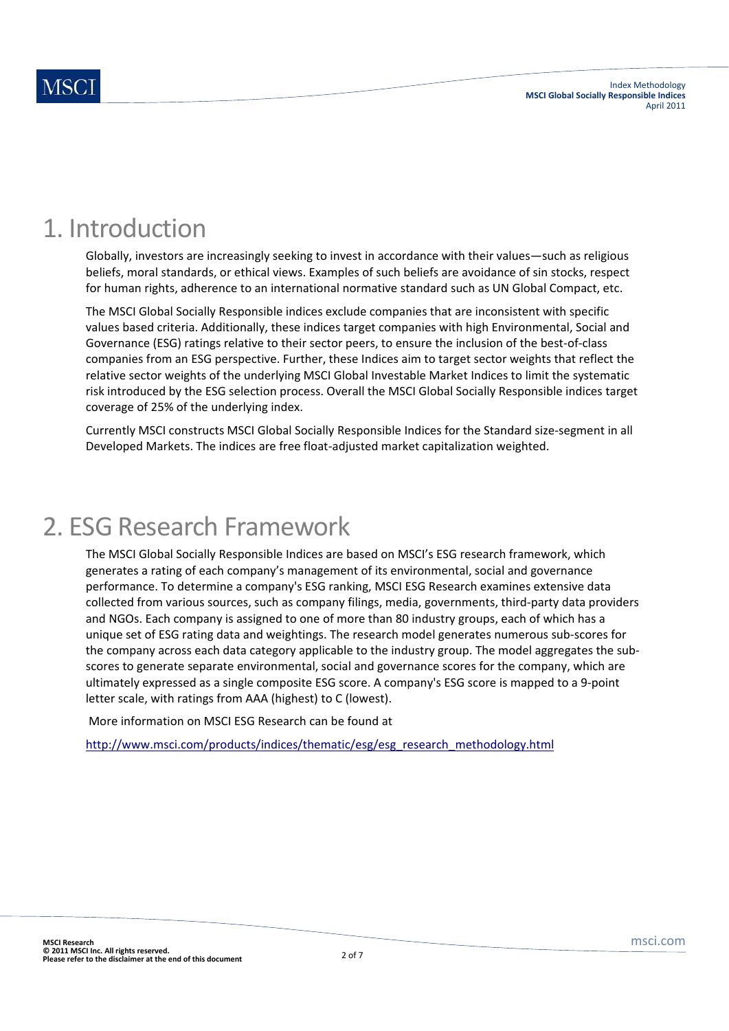# 1. Introduction

Globally, investors are increasingly seeking to invest in accordance with their values—such as religious beliefs, moral standards, or ethical views. Examples of such beliefs are avoidance of sin stocks, respect for human rights, adherence to an international normative standard such as UN Global Compact, etc.

The MSCI Global Socially Responsible indices exclude companies that are inconsistent with specific values based criteria. Additionally, these indices target companies with high Environmental, Social and Governance (ESG) ratings relative to their sector peers, to ensure the inclusion of the best-of-class companies from an ESG perspective. Further, these Indices aim to target sector weights that reflect the relative sector weights of the underlying MSCI Global Investable Market Indices to limit the systematic risk introduced by the ESG selection process. Overall the MSCI Global Socially Responsible indices target coverage of 25% of the underlying index.

Currently MSCI constructs MSCI Global Socially Responsible Indices for the Standard size-segment in all Developed Markets. The indices are free float-adjusted market capitalization weighted.

# 2. ESG Research Framework

The MSCI Global Socially Responsible Indices are based on MSCI's ESG research framework, which generates a rating of each company's management of its environmental, social and governance performance. To determine a company's ESG ranking, MSCI ESG Research examines extensive data collected from various sources, such as company filings, media, governments, third-party data providers and NGOs. Each company is assigned to one of more than 80 industry groups, each of which has a unique set of ESG rating data and weightings. The research model generates numerous sub-scores for the company across each data category applicable to the industry group. The model aggregates the sub-scores to generate separate environmental, social and governance scores for the company, which are ultimately expressed as a single composite ESG score. A company's ESG score is mapped to a 9-point letter scale, with ratings from AAA (highest) to C (lowest).

More information on MSCI ESG Research can be found at

http://www.msci.com/products/indices/thematic/esg/esg_research_methodology.html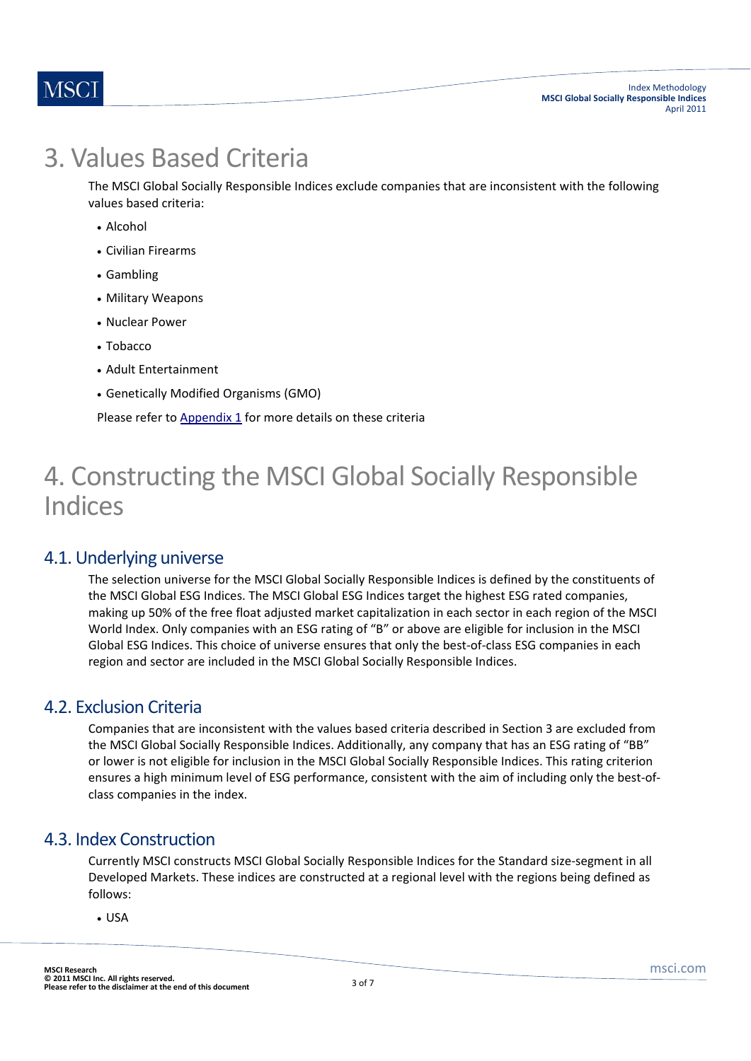# 3. Values Based Criteria

The MSCI Global Socially Responsible Indices exclude companies that are inconsistent with the following values based criteria:

- Alcohol
- Civilian Firearms
- Gambling
- Military Weapons
- Nuclear Power
- Tobacco
- Adult Entertainment
- Genetically Modified Organisms (GMO)

Please refer to Appendix 1 for more details on these criteria

# 4. Constructing the MSCI Global Socially Responsible Indices

## 4.1. Underlying universe

The selection universe for the MSCI Global Socially Responsible Indices is defined by the constituents of the MSCI Global ESG Indices. The MSCI Global ESG Indices target the highest ESG rated companies, making up 50% of the free float adjusted market capitalization in each sector in each region of the MSCI World Index. Only companies with an ESG rating of "B" or above are eligible for inclusion in the MSCI Global ESG Indices. This choice of universe ensures that only the best-of-class ESG companies in each region and sector are included in the MSCI Global Socially Responsible Indices.

## 4.2. Exclusion Criteria

Companies that are inconsistent with the values based criteria described in Section 3 are excluded from the MSCI Global Socially Responsible Indices. Additionally, any company that has an ESG rating of "BB" or lower is not eligible for inclusion in the MSCI Global Socially Responsible Indices. This rating criterion ensures a high minimum level of ESG performance, consistent with the aim of including only the best-of-class companies in the index.

## 4.3. Index Construction

Currently MSCI constructs MSCI Global Socially Responsible Indices for the Standard size-segment in all Developed Markets. These indices are constructed at a regional level with the regions being defined as follows:

- USA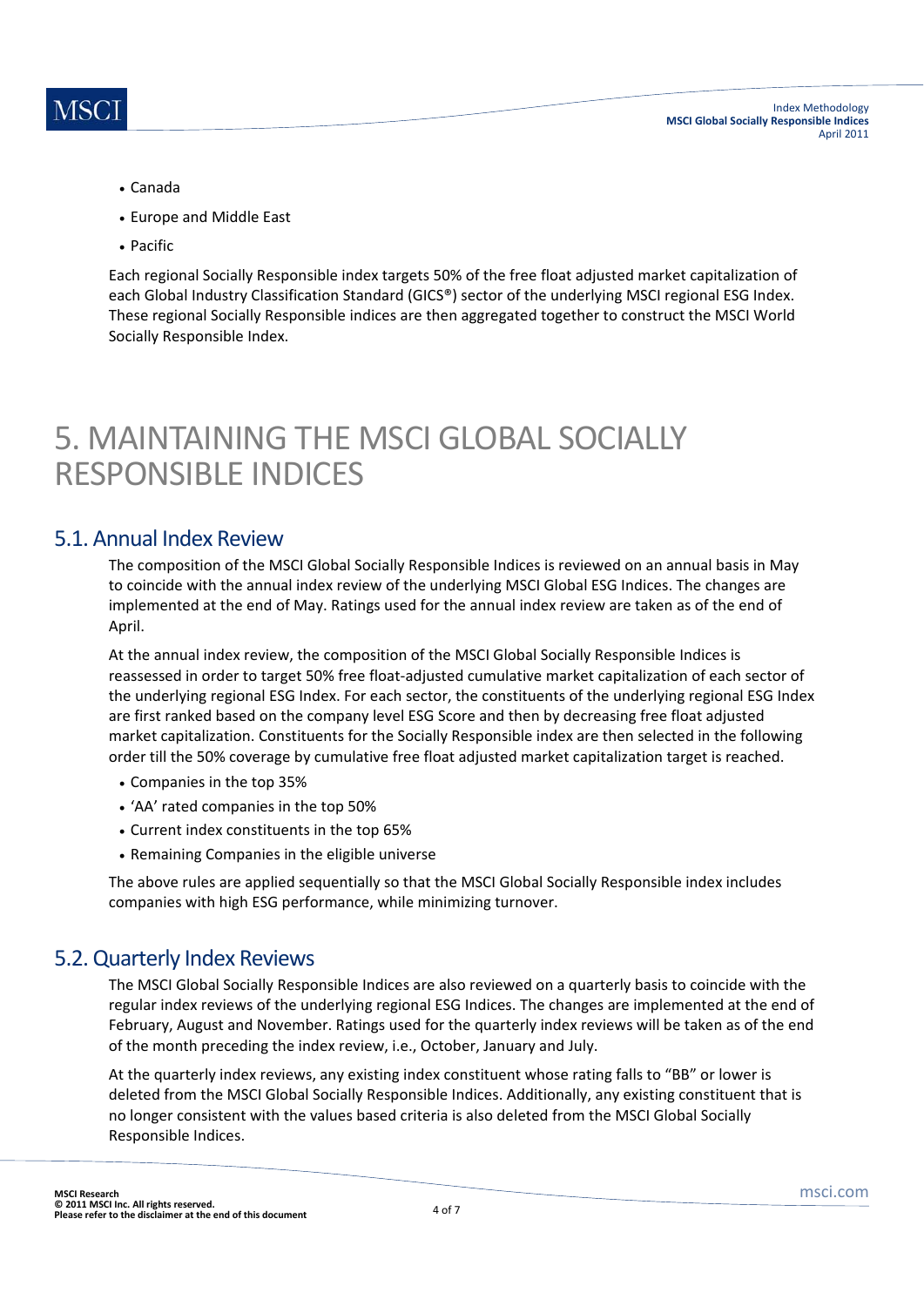- Canada
- Europe and Middle East
- Pacific

Each regional Socially Responsible index targets 50% of the free float adjusted market capitalization of each Global Industry Classification Standard (GICS®) sector of the underlying MSCI regional ESG Index. These regional Socially Responsible indices are then aggregated together to construct the MSCI World Socially Responsible Index.

# 5. MAINTAINING THE MSCI GLOBAL SOCIALLY RESPONSIBLE INDICES

## 5.1. Annual Index Review

The composition of the MSCI Global Socially Responsible Indices is reviewed on an annual basis in May to coincide with the annual index review of the underlying MSCI Global ESG Indices. The changes are implemented at the end of May. Ratings used for the annual index review are taken as of the end of April.

At the annual index review, the composition of the MSCI Global Socially Responsible Indices is reassessed in order to target 50% free float-adjusted cumulative market capitalization of each sector of the underlying regional ESG Index. For each sector, the constituents of the underlying regional ESG Index are first ranked based on the company level ESG Score and then by decreasing free float adjusted market capitalization. Constituents for the Socially Responsible index are then selected in the following order till the 50% coverage by cumulative free float adjusted market capitalization target is reached.

- Companies in the top 35%
- 'AA' rated companies in the top 50%
- Current index constituents in the top 65%
- Remaining Companies in the eligible universe

The above rules are applied sequentially so that the MSCI Global Socially Responsible index includes companies with high ESG performance, while minimizing turnover.

## 5.2. Quarterly Index Reviews

The MSCI Global Socially Responsible Indices are also reviewed on a quarterly basis to coincide with the regular index reviews of the underlying regional ESG Indices. The changes are implemented at the end of February, August and November. Ratings used for the quarterly index reviews will be taken as of the end of the month preceding the index review, i.e., October, January and July.

At the quarterly index reviews, any existing index constituent whose rating falls to "BB" or lower is deleted from the MSCI Global Socially Responsible Indices. Additionally, any existing constituent that is no longer consistent with the values based criteria is also deleted from the MSCI Global Socially Responsible Indices.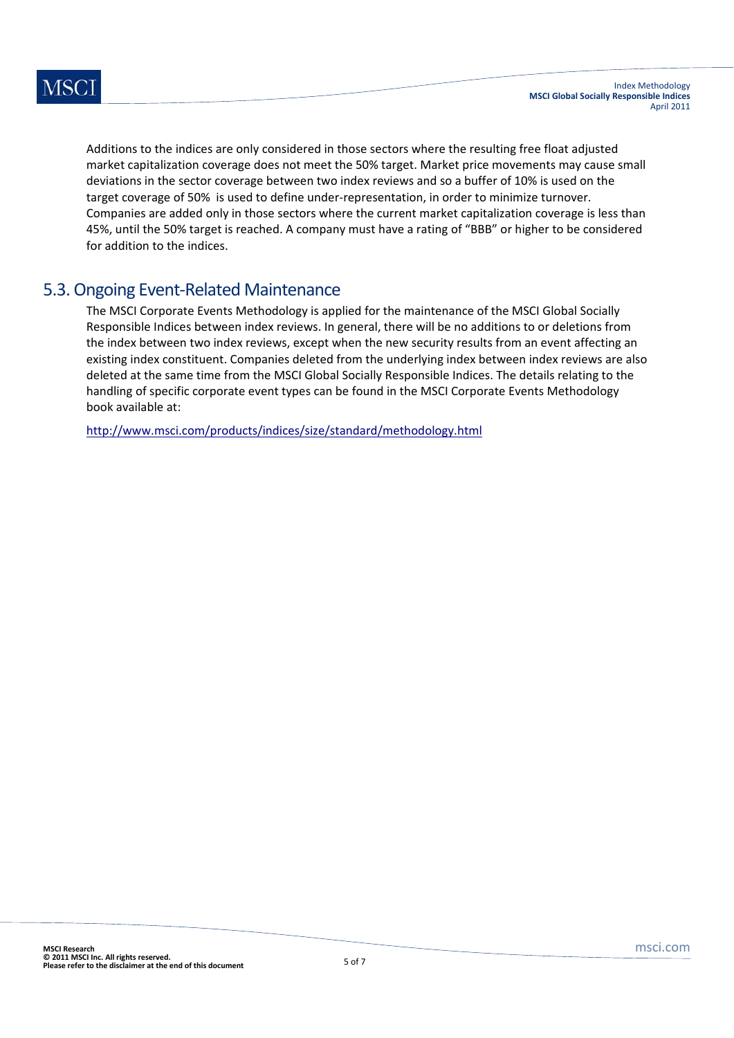Additions to the indices are only considered in those sectors where the resulting free float adjusted market capitalization coverage does not meet the 50% target. Market price movements may cause small deviations in the sector coverage between two index reviews and so a buffer of 10% is used on the target coverage of 50% is used to define under-representation, in order to minimize turnover. Companies are added only in those sectors where the current market capitalization coverage is less than 45%, until the 50% target is reached. A company must have a rating of "BBB" or higher to be considered for addition to the indices.

## 5.3. Ongoing Event-Related Maintenance

The MSCI Corporate Events Methodology is applied for the maintenance of the MSCI Global Socially Responsible Indices between index reviews. In general, there will be no additions to or deletions from the index between two index reviews, except when the new security results from an event affecting an existing index constituent. Companies deleted from the underlying index between index reviews are also deleted at the same time from the MSCI Global Socially Responsible Indices. The details relating to the handling of specific corporate event types can be found in the MSCI Corporate Events Methodology book available at:

http://www.msci.com/products/indices/size/standard/methodology.html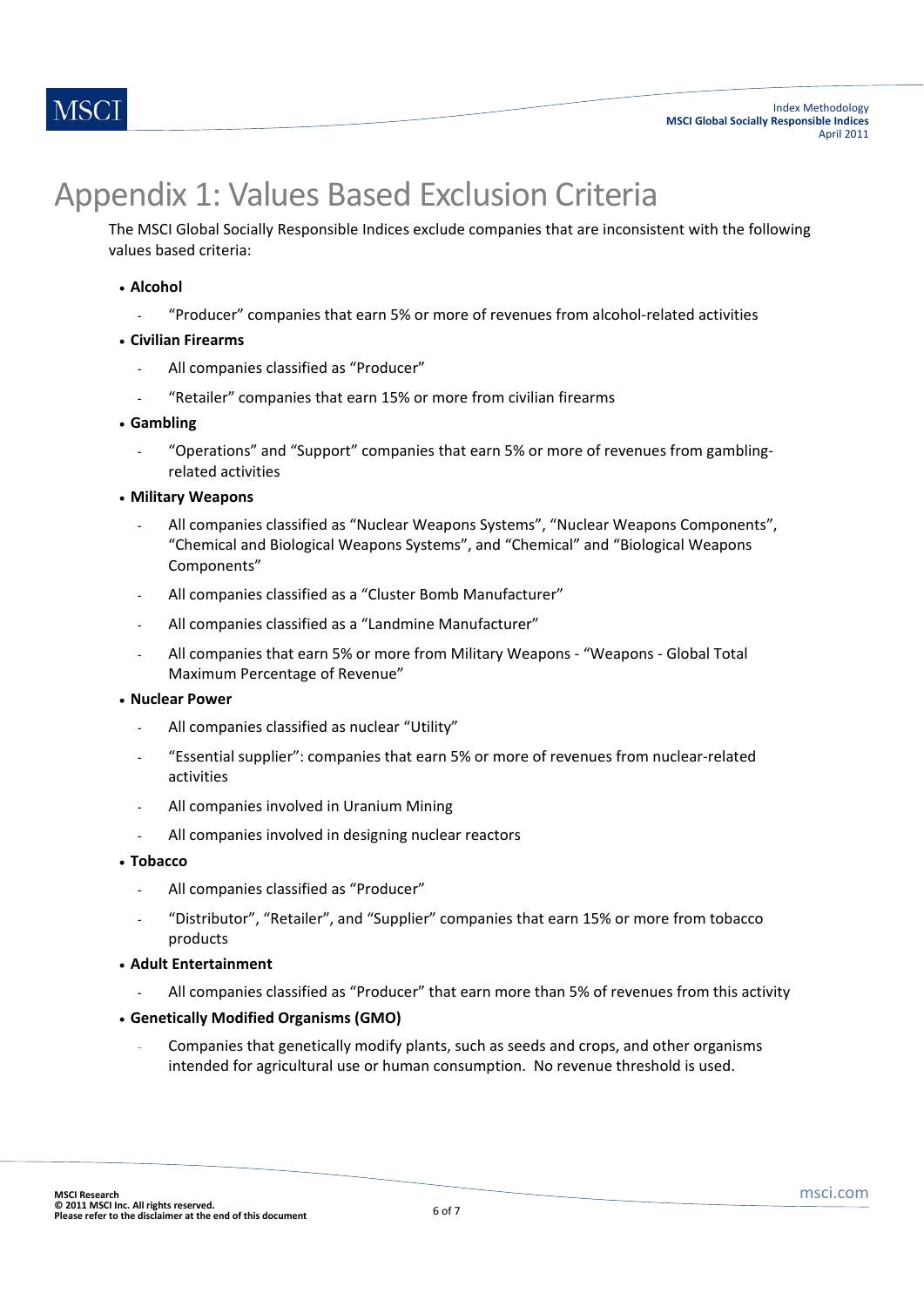# Appendix 1: Values Based Exclusion Criteria

The MSCI Global Socially Responsible Indices exclude companies that are inconsistent with the following values based criteria:

- **Alcohol**
  - "Producer" companies that earn 5% or more of revenues from alcohol-related activities
- **Civilian Firearms**
  - All companies classified as "Producer"
  - "Retailer" companies that earn 15% or more from civilian firearms
- **Gambling**
  - "Operations" and "Support" companies that earn 5% or more of revenues from gambling-related activities
- **Military Weapons**
  - All companies classified as "Nuclear Weapons Systems", "Nuclear Weapons Components", "Chemical and Biological Weapons Systems", and "Chemical" and "Biological Weapons Components"
  - All companies classified as a "Cluster Bomb Manufacturer"
  - All companies classified as a "Landmine Manufacturer"
  - All companies that earn 5% or more from Military Weapons - "Weapons - Global Total Maximum Percentage of Revenue"
- **Nuclear Power**
  - All companies classified as nuclear "Utility"
  - "Essential supplier": companies that earn 5% or more of revenues from nuclear-related activities
  - All companies involved in Uranium Mining
  - All companies involved in designing nuclear reactors
- **Tobacco**
  - All companies classified as "Producer"
  - "Distributor", "Retailer", and "Supplier" companies that earn 15% or more from tobacco products
- **Adult Entertainment**
  - All companies classified as "Producer" that earn more than 5% of revenues from this activity
- **Genetically Modified Organisms (GMO)**
  - Companies that genetically modify plants, such as seeds and crops, and other organisms intended for agricultural use or human consumption. No revenue threshold is used.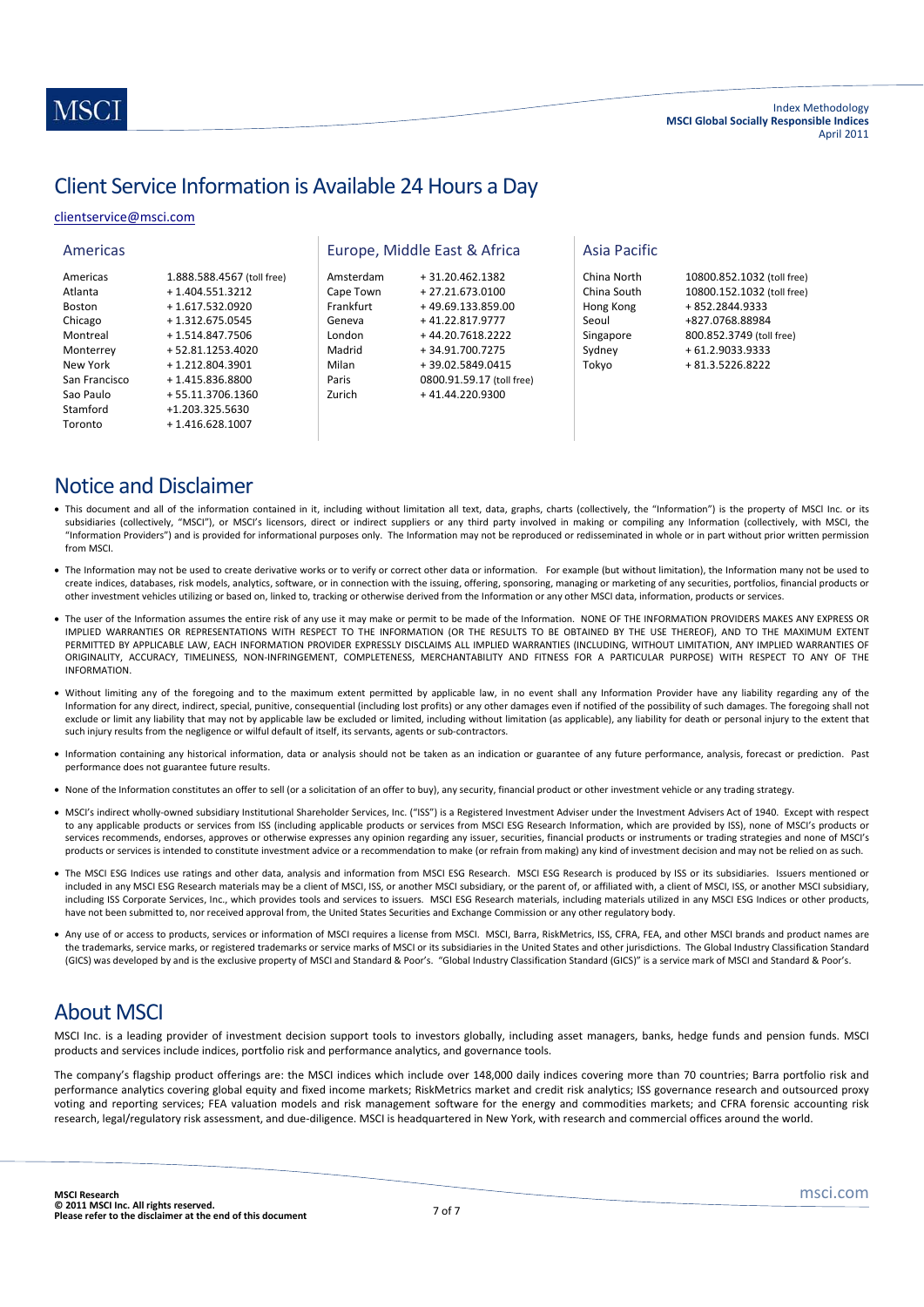# Client Service Information is Available 24 Hours a Day

clientservice@msci.com

## Americas

| | |
|---|---|
| Americas | 1.888.588.4567 (toll free) |
| Atlanta | + 1.404.551.3212 |
| Boston | + 1.617.532.0920 |
| Chicago | + 1.312.675.0545 |
| Montreal | + 1.514.847.7506 |
| Monterrey | + 52.81.1253.4020 |
| New York | + 1.212.804.3901 |
| San Francisco | + 1.415.836.8800 |
| Sao Paulo | + 55.11.3706.1360 |
| Stamford | +1.203.325.5630 |
| Toronto | + 1.416.628.1007 |

## Europe, Middle East & Africa

| | |
|---|---|
| Amsterdam | + 31.20.462.1382 |
| Cape Town | + 27.21.673.0100 |
| Frankfurt | + 49.69.133.859.00 |
| Geneva | + 41.22.817.9777 |
| London | + 44.20.7618.2222 |
| Madrid | + 34.91.700.7275 |
| Milan | + 39.02.5849.0415 |
| Paris | 0800.91.59.17 (toll free) |
| Zurich | + 41.44.220.9300 |

## Asia Pacific

| | |
|---|---|
| China North | 10800.852.1032 (toll free) |
| China South | 10800.152.1032 (toll free) |
| Hong Kong | + 852.2844.9333 |
| Seoul | +827.0768.88984 |
| Singapore | 800.852.3749 (toll free) |
| Sydney | + 61.2.9033.9333 |
| Tokyo | + 81.3.5226.8222 |

# Notice and Disclaimer

- This document and all of the information contained in it, including without limitation all text, data, graphs, charts (collectively, the "Information") is the property of MSCI Inc. or its subsidiaries (collectively, "MSCI"), or MSCI's licensors, direct or indirect suppliers or any third party involved in making or compiling any Information (collectively, with MSCI, the "Information Providers") and is provided for informational purposes only. The Information may not be reproduced or redisseminated in whole or in part without prior written permission from MSCI.
- The Information may not be used to create derivative works or to verify or correct other data or information. For example (but without limitation), the Information many not be used to create indices, databases, risk models, analytics, software, or in connection with the issuing, offering, sponsoring, managing or marketing of any securities, portfolios, financial products or other investment vehicles utilizing or based on, linked to, tracking or otherwise derived from the Information or any other MSCI data, information, products or services.
- The user of the Information assumes the entire risk of any use it may make or permit to be made of the Information. NONE OF THE INFORMATION PROVIDERS MAKES ANY EXPRESS OR IMPLIED WARRANTIES OR REPRESENTATIONS WITH RESPECT TO THE INFORMATION (OR THE RESULTS TO BE OBTAINED BY THE USE THEREOF), AND TO THE MAXIMUM EXTENT PERMITTED BY APPLICABLE LAW, EACH INFORMATION PROVIDER EXPRESSLY DISCLAIMS ALL IMPLIED WARRANTIES (INCLUDING, WITHOUT LIMITATION, ANY IMPLIED WARRANTIES OF ORIGINALITY, ACCURACY, TIMELINESS, NON-INFRINGEMENT, COMPLETENESS, MERCHANTABILITY AND FITNESS FOR A PARTICULAR PURPOSE) WITH RESPECT TO ANY OF THE INFORMATION.
- Without limiting any of the foregoing and to the maximum extent permitted by applicable law, in no event shall any Information Provider have any liability regarding any of the Information for any direct, indirect, special, punitive, consequential (including lost profits) or any other damages even if notified of the possibility of such damages. The foregoing shall not exclude or limit any liability that may not by applicable law be excluded or limited, including without limitation (as applicable), any liability for death or personal injury to the extent that such injury results from the negligence or wilful default of itself, its servants, agents or sub-contractors.
- Information containing any historical information, data or analysis should not be taken as an indication or guarantee of any future performance, analysis, forecast or prediction. Past performance does not guarantee future results.
- None of the Information constitutes an offer to sell (or a solicitation of an offer to buy), any security, financial product or other investment vehicle or any trading strategy.
- MSCI's indirect wholly-owned subsidiary Institutional Shareholder Services, Inc. ("ISS") is a Registered Investment Adviser under the Investment Advisers Act of 1940. Except with respect to any applicable products or services from ISS (including applicable products or services from MSCI ESG Research Information, which are provided by ISS), none of MSCI's products or services recommends, endorses, approves or otherwise expresses any opinion regarding any issuer, securities, financial products or instruments or trading strategies and none of MSCI's products or services is intended to constitute investment advice or a recommendation to make (or refrain from making) any kind of investment decision and may not be relied on as such.
- The MSCI ESG Indices use ratings and other data, analysis and information from MSCI ESG Research. MSCI ESG Research is produced by ISS or its subsidiaries. Issuers mentioned or included in any MSCI ESG Research materials may be a client of MSCI, ISS, or another MSCI subsidiary, or the parent of, or affiliated with, a client of MSCI, ISS, or another MSCI subsidiary, including ISS Corporate Services, Inc., which provides tools and services to issuers. MSCI ESG Research materials, including materials utilized in any MSCI ESG Indices or other products, have not been submitted to, nor received approval from, the United States Securities and Exchange Commission or any other regulatory body.
- Any use of or access to products, services or information of MSCI requires a license from MSCI. MSCI, Barra, RiskMetrics, ISS, CFRA, FEA, and other MSCI brands and product names are the trademarks, service marks, or registered trademarks or service marks of MSCI or its subsidiaries in the United States and other jurisdictions. The Global Industry Classification Standard (GICS) was developed by and is the exclusive property of MSCI and Standard & Poor's. "Global Industry Classification Standard (GICS)" is a service mark of MSCI and Standard & Poor's.

# About MSCI

MSCI Inc. is a leading provider of investment decision support tools to investors globally, including asset managers, banks, hedge funds and pension funds. MSCI products and services include indices, portfolio risk and performance analytics, and governance tools.

The company's flagship product offerings are: the MSCI indices which include over 148,000 daily indices covering more than 70 countries; Barra portfolio risk and performance analytics covering global equity and fixed income markets; RiskMetrics market and credit risk analytics; ISS governance research and outsourced proxy voting and reporting services; FEA valuation models and risk management software for the energy and commodities markets; and CFRA forensic accounting risk research, legal/regulatory risk assessment, and due-diligence. MSCI is headquartered in New York, with research and commercial offices around the world.